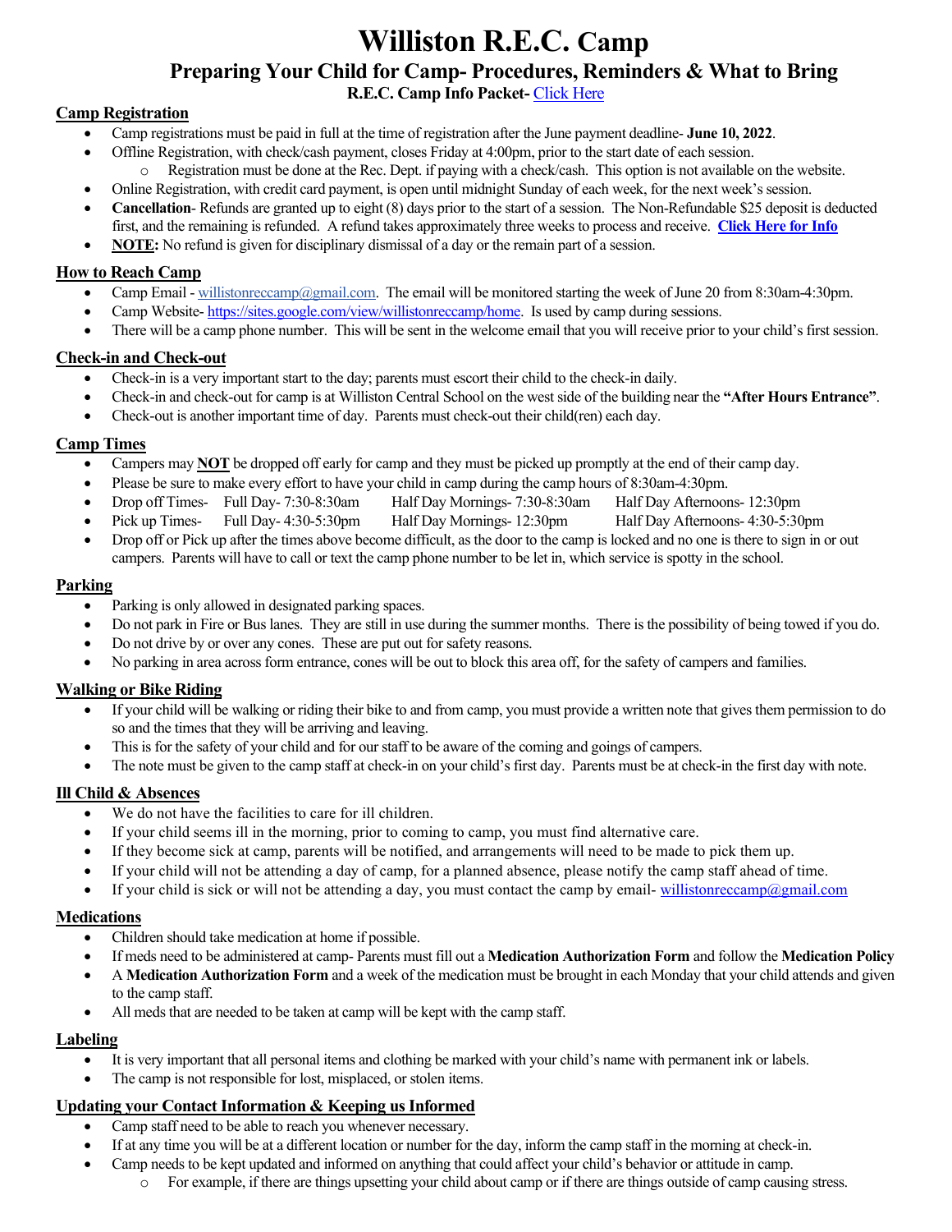# Williston R.E.C. Camp

## Preparing Your Child for Camp- Procedures, Reminders & What to Bring

**R.E.C. Camp Info Packet-** Click Here

### Camp Registration

- Camp registrations must be paid in full at the time of registration after the June payment deadline- **June 10, 2022**.
- Offline Registration, with check/cash payment, closes Friday at 4:00pm, prior to the start date of each session.
    - Registration must be done at the Rec. Dept. if paying with a check/cash. This option is not available on the website.
- Online Registration, with credit card payment, is open until midnight Sunday of each week, for the next week's session.
- **Cancellation**- Refunds are granted up to eight (8) days prior to the start of a session. The Non-Refundable $25 deposit is deducted first, and the remaining is refunded. A refund takes approximately three weeks to process and receive. **Click Here for Info**
- **NOTE:** No refund is given for disciplinary dismissal of a day or the remain part of a session.

### How to Reach Camp

- Camp Email - willistonreccamp@gmail.com. The email will be monitored starting the week of June 20 from 8:30am-4:30pm.
- Camp Website- https://sites.google.com/view/willistonreccamp/home. Is used by camp during sessions.
- There will be a camp phone number. This will be sent in the welcome email that you will receive prior to your child's first session.

### Check-in and Check-out

- Check-in is a very important start to the day; parents must escort their child to the check-in daily.
- Check-in and check-out for camp is at Williston Central School on the west side of the building near the **"After Hours Entrance"**.
- Check-out is another important time of day. Parents must check-out their child(ren) each day.

### Camp Times

- Campers may **NOT** be dropped off early for camp and they must be picked up promptly at the end of their camp day.
- Please be sure to make every effort to have your child in camp during the camp hours of 8:30am-4:30pm.
- Drop off Times- Full Day- 7:30-8:30am Half Day Mornings- 7:30-8:30am Half Day Afternoons- 12:30pm
- Pick up Times- Full Day- 4:30-5:30pm Half Day Mornings- 12:30pm Half Day Afternoons- 4:30-5:30pm
- Drop off or Pick up after the times above become difficult, as the door to the camp is locked and no one is there to sign in or out campers. Parents will have to call or text the camp phone number to be let in, which service is spotty in the school.

### Parking

- Parking is only allowed in designated parking spaces.
- Do not park in Fire or Bus lanes. They are still in use during the summer months. There is the possibility of being towed if you do.
- Do not drive by or over any cones. These are put out for safety reasons.
- No parking in area across form entrance, cones will be out to block this area off, for the safety of campers and families.

### Walking or Bike Riding

- If your child will be walking or riding their bike to and from camp, you must provide a written note that gives them permission to do so and the times that they will be arriving and leaving.
- This is for the safety of your child and for our staff to be aware of the coming and goings of campers.
- The note must be given to the camp staff at check-in on your child's first day. Parents must be at check-in the first day with note.

### Ill Child & Absences

- We do not have the facilities to care for ill children.
- If your child seems ill in the morning, prior to coming to camp, you must find alternative care.
- If they become sick at camp, parents will be notified, and arrangements will need to be made to pick them up.
- If your child will not be attending a day of camp, for a planned absence, please notify the camp staff ahead of time.
- If your child is sick or will not be attending a day, you must contact the camp by email- willistonreccamp@gmail.com

### Medications

- Children should take medication at home if possible.
- If meds need to be administered at camp- Parents must fill out a **Medication Authorization Form** and follow the **Medication Policy**
- A **Medication Authorization Form** and a week of the medication must be brought in each Monday that your child attends and given to the camp staff.
- All meds that are needed to be taken at camp will be kept with the camp staff.

### Labeling

- It is very important that all personal items and clothing be marked with your child's name with permanent ink or labels.
- The camp is not responsible for lost, misplaced, or stolen items.

### Updating your Contact Information & Keeping us Informed

- Camp staff need to be able to reach you whenever necessary.
- If at any time you will be at a different location or number for the day, inform the camp staff in the morning at check-in.
- Camp needs to be kept updated and informed on anything that could affect your child's behavior or attitude in camp.
    - For example, if there are things upsetting your child about camp or if there are things outside of camp causing stress.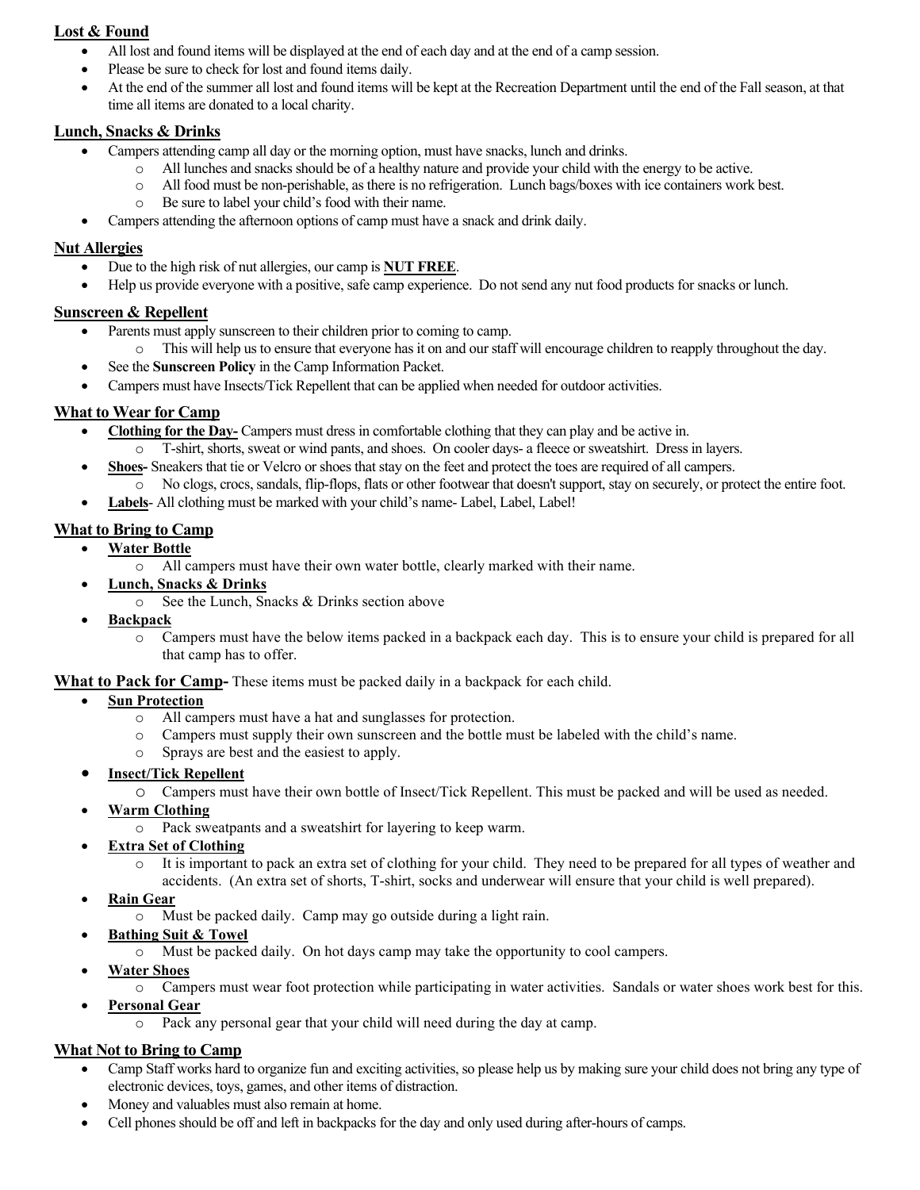## Lost & Found

- All lost and found items will be displayed at the end of each day and at the end of a camp session.
- Please be sure to check for lost and found items daily.
- At the end of the summer all lost and found items will be kept at the Recreation Department until the end of the Fall season, at that time all items are donated to a local charity.

## Lunch, Snacks & Drinks

- Campers attending camp all day or the morning option, must have snacks, lunch and drinks.
  - All lunches and snacks should be of a healthy nature and provide your child with the energy to be active.
  - All food must be non-perishable, as there is no refrigeration. Lunch bags/boxes with ice containers work best.
  - Be sure to label your child's food with their name.
- Campers attending the afternoon options of camp must have a snack and drink daily.

## Nut Allergies

- Due to the high risk of nut allergies, our camp is **NUT FREE**.
- Help us provide everyone with a positive, safe camp experience. Do not send any nut food products for snacks or lunch.

## Sunscreen & Repellent

- Parents must apply sunscreen to their children prior to coming to camp.
  - This will help us to ensure that everyone has it on and our staff will encourage children to reapply throughout the day.
- See the **Sunscreen Policy** in the Camp Information Packet.
- Campers must have Insects/Tick Repellent that can be applied when needed for outdoor activities.

## What to Wear for Camp

- **Clothing for the Day-** Campers must dress in comfortable clothing that they can play and be active in.
  - T-shirt, shorts, sweat or wind pants, and shoes. On cooler days- a fleece or sweatshirt. Dress in layers.
- **Shoes-** Sneakers that tie or Velcro or shoes that stay on the feet and protect the toes are required of all campers.
  - No clogs, crocs, sandals, flip-flops, flats or other footwear that doesn't support, stay on securely, or protect the entire foot.
- **Labels**- All clothing must be marked with your child's name- Label, Label, Label!

## What to Bring to Camp

- **Water Bottle**
  - All campers must have their own water bottle, clearly marked with their name.
- **Lunch, Snacks & Drinks**
  - See the Lunch, Snacks & Drinks section above
- **Backpack**
  - Campers must have the below items packed in a backpack each day. This is to ensure your child is prepared for all that camp has to offer.

## What to Pack for Camp- These items must be packed daily in a backpack for each child.

- **Sun Protection**
  - All campers must have a hat and sunglasses for protection.
  - Campers must supply their own sunscreen and the bottle must be labeled with the child's name.
  - Sprays are best and the easiest to apply.
- **Insect/Tick Repellent**
  - Campers must have their own bottle of Insect/Tick Repellent. This must be packed and will be used as needed.
- **Warm Clothing**
  - Pack sweatpants and a sweatshirt for layering to keep warm.
- **Extra Set of Clothing**
  - It is important to pack an extra set of clothing for your child. They need to be prepared for all types of weather and accidents. (An extra set of shorts, T-shirt, socks and underwear will ensure that your child is well prepared).
- **Rain Gear**
  - Must be packed daily. Camp may go outside during a light rain.
- **Bathing Suit & Towel**
  - Must be packed daily. On hot days camp may take the opportunity to cool campers.
- **Water Shoes**
  - Campers must wear foot protection while participating in water activities. Sandals or water shoes work best for this.
- **Personal Gear**
  - Pack any personal gear that your child will need during the day at camp.

## What Not to Bring to Camp

- Camp Staff works hard to organize fun and exciting activities, so please help us by making sure your child does not bring any type of electronic devices, toys, games, and other items of distraction.
- Money and valuables must also remain at home.
- Cell phones should be off and left in backpacks for the day and only used during after-hours of camps.